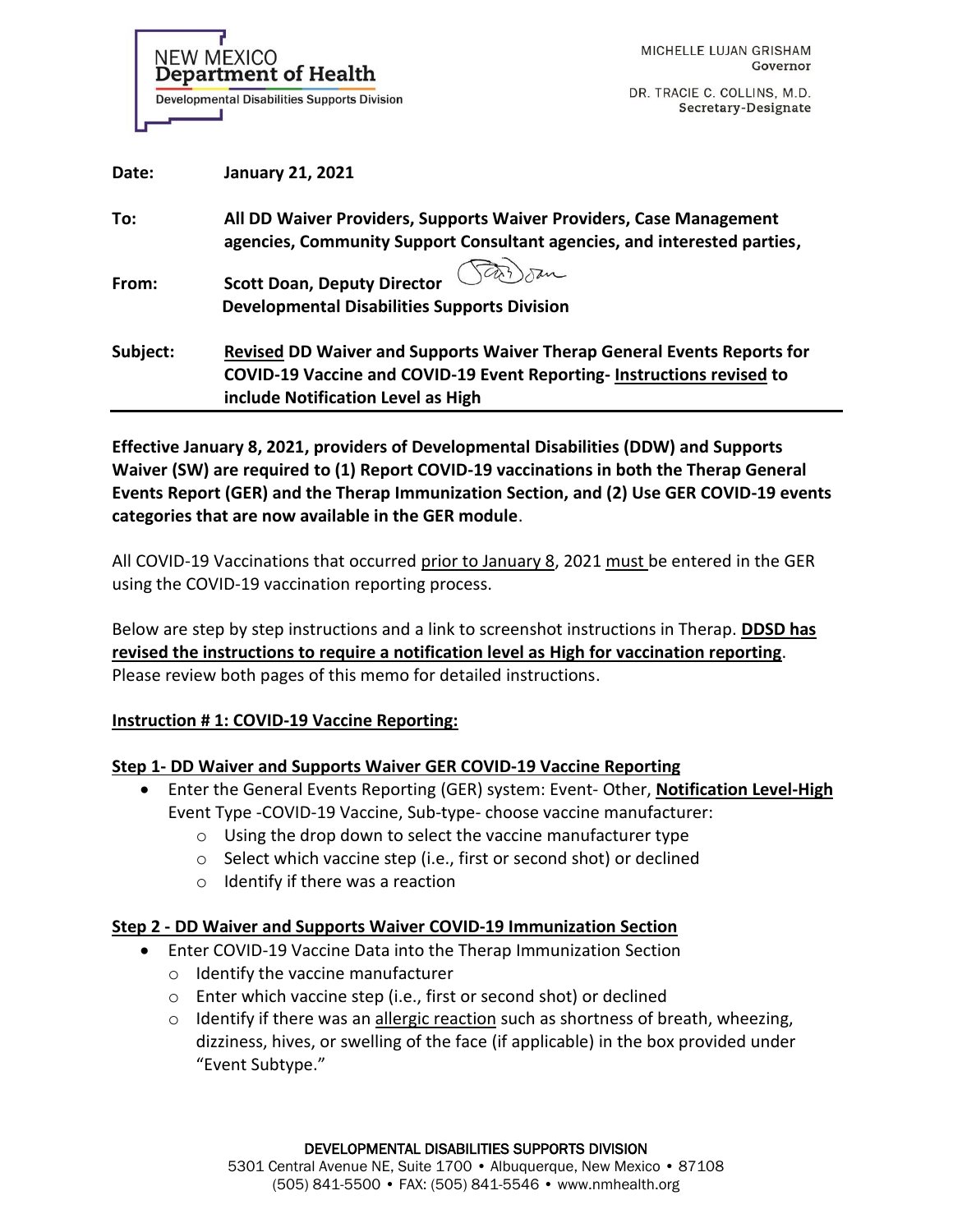NEW MEXICO
**Department of Health**
Developmental Disabilities Supports Division

MICHELLE LUJAN GRISHAM
Governor

DR. TRACIE C. COLLINS, M.D.
Secretary-Designate

**Date:** **January 21, 2021**

**To:** **All DD Waiver Providers, Supports Waiver Providers, Case Management agencies, Community Support Consultant agencies, and interested parties,**

**From:** **Scott Doan, Deputy Director**
**Developmental Disabilities Supports Division**

**Subject:** **<u>Revised</u> DD Waiver and Supports Waiver Therap General Events Reports for COVID-19 Vaccine and COVID-19 Event Reporting- <u>Instructions revised</u> to include Notification Level as High**

---

**Effective January 8, 2021, providers of Developmental Disabilities (DDW) and Supports Waiver (SW) are required to (1) Report COVID-19 vaccinations in both the Therap General Events Report (GER) and the Therap Immunization Section, and (2) Use GER COVID-19 events categories that are now available in the GER module**.

All COVID-19 Vaccinations that occurred <u>prior to January 8</u>, 2021 <u>must</u> be entered in the GER using the COVID-19 vaccination reporting process.

Below are step by step instructions and a link to screenshot instructions in Therap. **<u>DDSD has revised the instructions to require a notification level as High for vaccination reporting</u>**. Please review both pages of this memo for detailed instructions.

**<u>Instruction # 1: COVID-19 Vaccine Reporting:</u>**

**<u>Step 1- DD Waiver and Supports Waiver GER COVID-19 Vaccine Reporting</u>**

- Enter the General Events Reporting (GER) system: Event- Other, **<u>Notification Level-High</u>** Event Type -COVID-19 Vaccine, Sub-type- choose vaccine manufacturer:
  - Using the drop down to select the vaccine manufacturer type
  - Select which vaccine step (i.e., first or second shot) or declined
  - Identify if there was a reaction

**<u>Step 2 - DD Waiver and Supports Waiver COVID-19 Immunization Section</u>**

- Enter COVID-19 Vaccine Data into the Therap Immunization Section
  - Identify the vaccine manufacturer
  - Enter which vaccine step (i.e., first or second shot) or declined
  - Identify if there was an <u>allergic reaction</u> such as shortness of breath, wheezing, dizziness, hives, or swelling of the face (if applicable) in the box provided under "Event Subtype."

DEVELOPMENTAL DISABILITIES SUPPORTS DIVISION
5301 Central Avenue NE, Suite 1700 • Albuquerque, New Mexico • 87108
(505) 841-5500 • FAX: (505) 841-5546 • www.nmhealth.org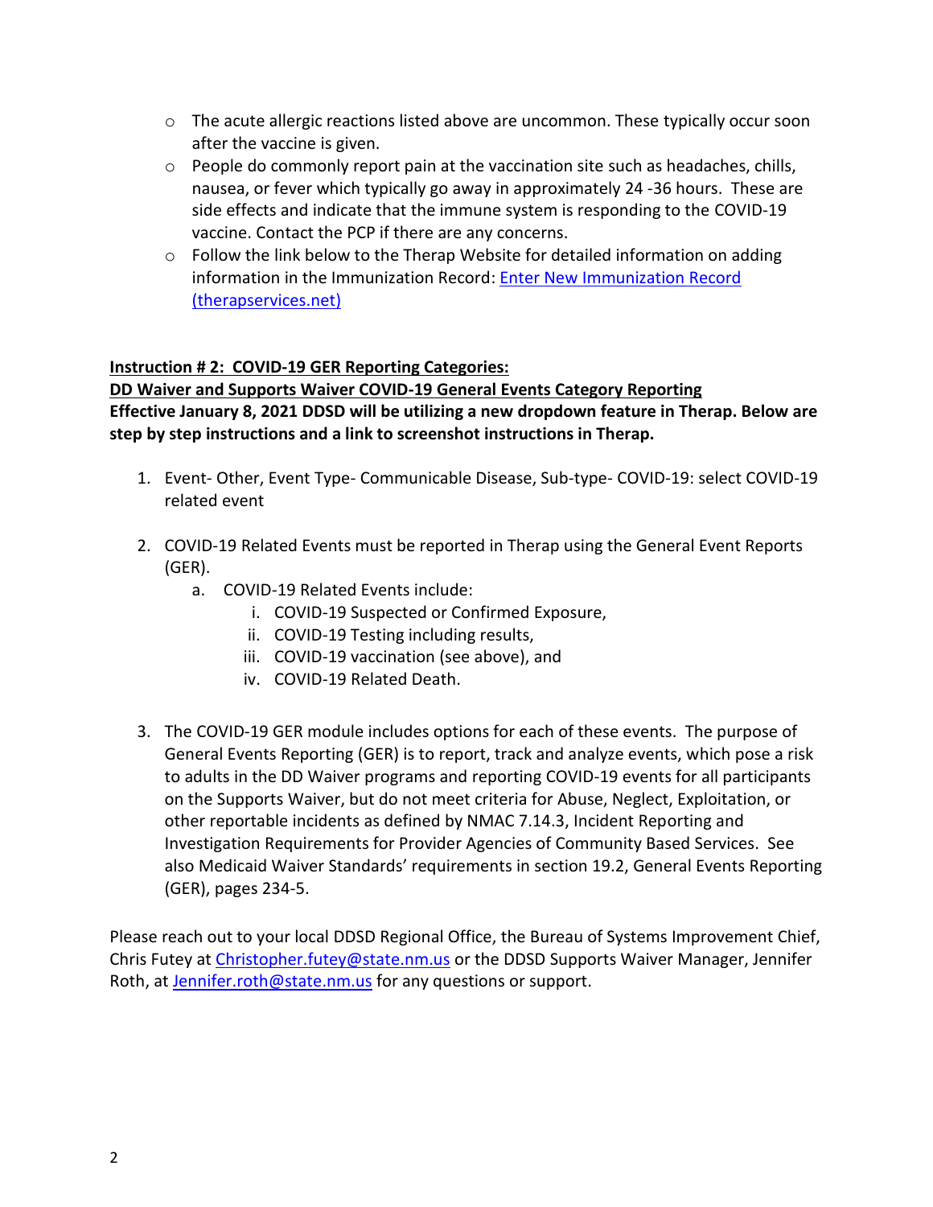- The acute allergic reactions listed above are uncommon. These typically occur soon after the vaccine is given.
- People do commonly report pain at the vaccination site such as headaches, chills, nausea, or fever which typically go away in approximately 24 -36 hours. These are side effects and indicate that the immune system is responding to the COVID-19 vaccine. Contact the PCP if there are any concerns.
- Follow the link below to the Therap Website for detailed information on adding information in the Immunization Record: [Enter New Immunization Record (therapservices.net)](therapservices.net)

**Instruction # 2: COVID-19 GER Reporting Categories:**
**DD Waiver and Supports Waiver COVID-19 General Events Category Reporting**
**Effective January 8, 2021 DDSD will be utilizing a new dropdown feature in Therap. Below are step by step instructions and a link to screenshot instructions in Therap.**

1. Event- Other, Event Type- Communicable Disease, Sub-type- COVID-19: select COVID-19 related event

2. COVID-19 Related Events must be reported in Therap using the General Event Reports (GER).
   a. COVID-19 Related Events include:
      i. COVID-19 Suspected or Confirmed Exposure,
      ii. COVID-19 Testing including results,
      iii. COVID-19 vaccination (see above), and
      iv. COVID-19 Related Death.

3. The COVID-19 GER module includes options for each of these events. The purpose of General Events Reporting (GER) is to report, track and analyze events, which pose a risk to adults in the DD Waiver programs and reporting COVID-19 events for all participants on the Supports Waiver, but do not meet criteria for Abuse, Neglect, Exploitation, or other reportable incidents as defined by NMAC 7.14.3, Incident Reporting and Investigation Requirements for Provider Agencies of Community Based Services. See also Medicaid Waiver Standards' requirements in section 19.2, General Events Reporting (GER), pages 234-5.

Please reach out to your local DDSD Regional Office, the Bureau of Systems Improvement Chief, Chris Futey at [Christopher.futey@state.nm.us](mailto:Christopher.futey@state.nm.us) or the DDSD Supports Waiver Manager, Jennifer Roth, at [Jennifer.roth@state.nm.us](mailto:Jennifer.roth@state.nm.us) for any questions or support.